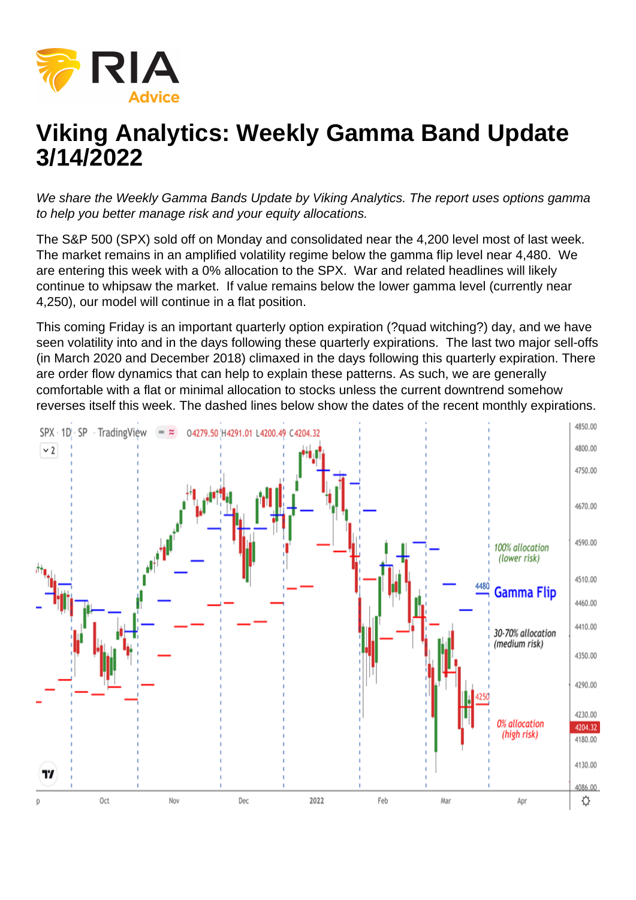# Viking Analytics: Weekly Gamma Band Update 3/14/2022

*We share the Weekly Gamma Bands Update by Viking Analytics. The report uses options gamma to help you better manage risk and your equity allocations.*

The S&P 500 (SPX) sold off on Monday and consolidated near the 4,200 level most of last week. The market remains in an amplified volatility regime below the gamma flip level near 4,480. We are entering this week with a 0% allocation to the SPX. War and related headlines will likely continue to whipsaw the market. If value remains below the lower gamma level (currently near 4,250), our model will continue in a flat position.

This coming Friday is an important quarterly option expiration (?quad witching?) day, and we have seen volatility into and in the days following these quarterly expirations. The last two major sell-offs (in March 2020 and December 2018) climaxed in the days following this quarterly expiration. There are order flow dynamics that can help to explain these patterns. As such, we are generally comfortable with a flat or minimal allocation to stocks unless the current downtrend somehow reverses itself this week. The dashed lines below show the dates of the recent monthly expirations.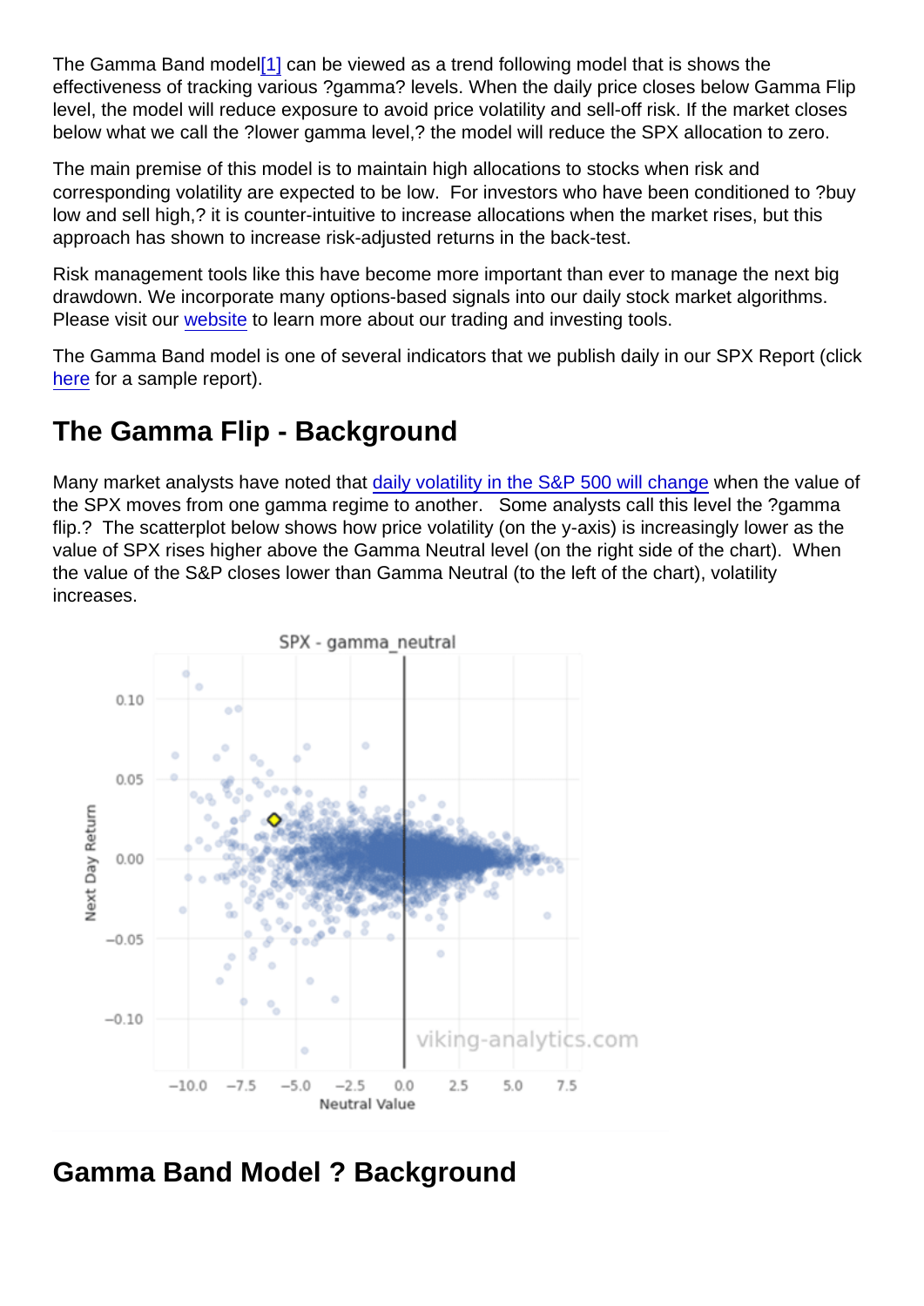The Gamma Band model[1] can be viewed as a trend following model that is shows the effectiveness of tracking various ?gamma? levels. When the daily price closes below Gamma Flip level, the model will reduce exposure to avoid price volatility and sell-off risk. If the market closes below what we call the ?lower gamma level,? the model will reduce the SPX allocation to zero.

The main premise of this model is to maintain high allocations to stocks when risk and corresponding volatility are expected to be low. For investors who have been conditioned to ?buy low and sell high,? it is counter-intuitive to increase allocations when the market rises, but this approach has shown to increase risk-adjusted returns in the back-test.

Risk management tools like this have become more important than ever to manage the next big drawdown. We incorporate many options-based signals into our daily stock market algorithms. Please visit our website to learn more about our trading and investing tools.

The Gamma Band model is one of several indicators that we publish daily in our SPX Report (click here for a sample report).

## The Gamma Flip - Background

Many market analysts have noted that daily volatility in the S&P 500 will change when the value of the SPX moves from one gamma regime to another. Some analysts call this level the ?gamma flip.? The scatterplot below shows how price volatility (on the y-axis) is increasingly lower as the value of SPX rises higher above the Gamma Neutral level (on the right side of the chart). When the value of the S&P closes lower than Gamma Neutral (to the left of the chart), volatility increases.

## Gamma Band Model ? Background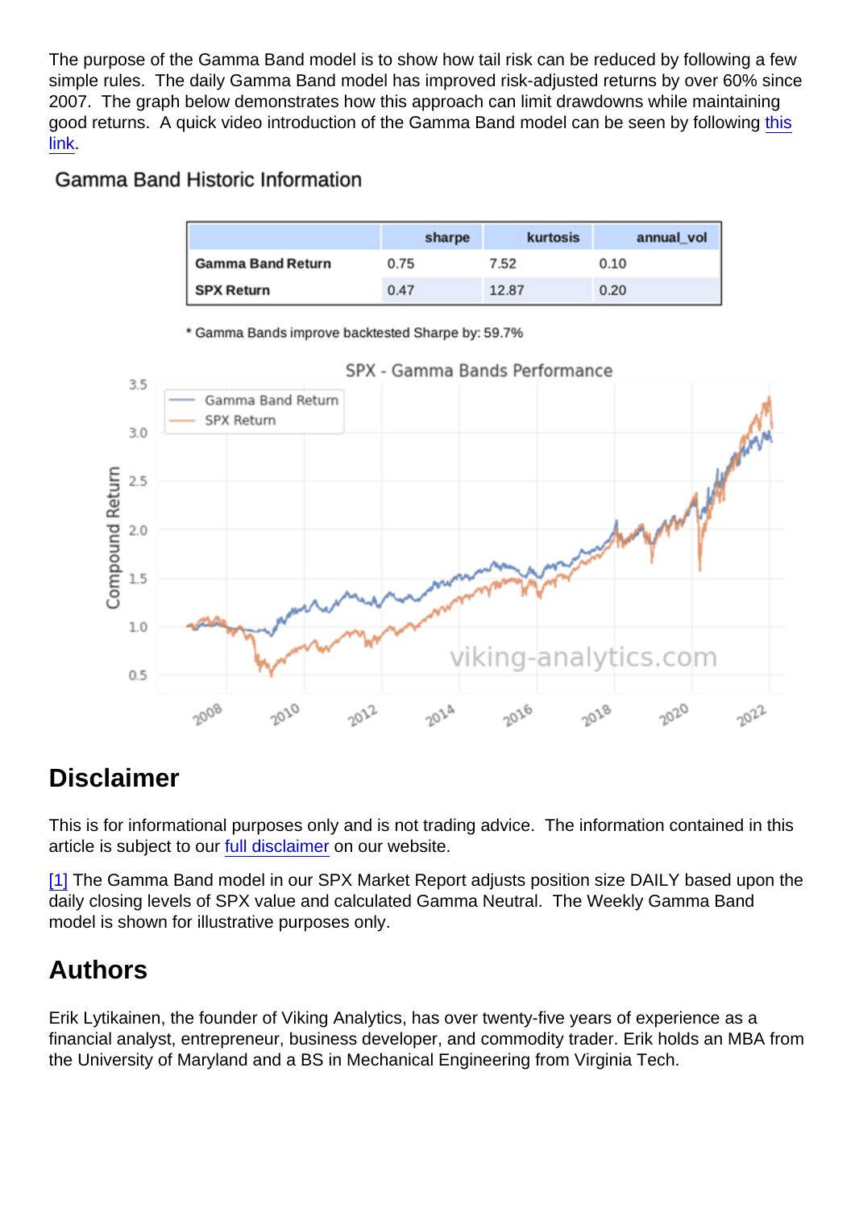The purpose of the Gamma Band model is to show how tail risk can be reduced by following a few simple rules. The daily Gamma Band model has improved risk-adjusted returns by over 60% since 2007. The graph below demonstrates how this approach can limit drawdowns while maintaining good returns. A quick video introduction of the Gamma Band model can be seen by following this link.

## Gamma Band Historic Information

| | sharpe | kurtosis | annual_vol |
|---|---|---|---|
| **Gamma Band Return** | 0.75 | 7.52 | 0.10 |
| **SPX Return** | 0.47 | 12.87 | 0.20 |

* Gamma Bands improve backtested Sharpe by: 59.7%

## Disclaimer

This is for informational purposes only and is not trading advice. The information contained in this article is subject to our full disclaimer on our website.

[1] The Gamma Band model in our SPX Market Report adjusts position size DAILY based upon the daily closing levels of SPX value and calculated Gamma Neutral. The Weekly Gamma Band model is shown for illustrative purposes only.

## Authors

Erik Lytikainen, the founder of Viking Analytics, has over twenty-five years of experience as a financial analyst, entrepreneur, business developer, and commodity trader. Erik holds an MBA from the University of Maryland and a BS in Mechanical Engineering from Virginia Tech.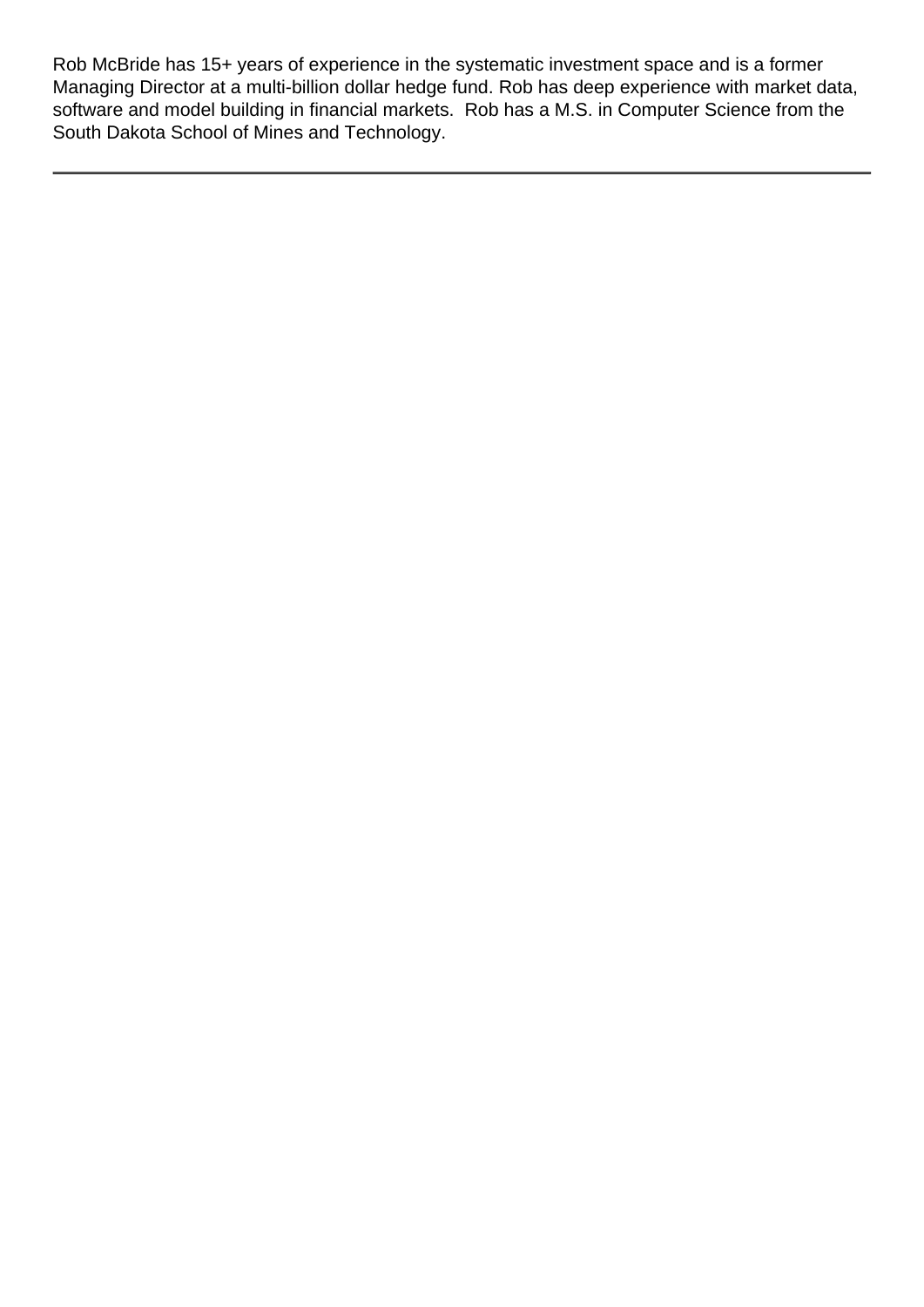Rob McBride has 15+ years of experience in the systematic investment space and is a former Managing Director at a multi-billion dollar hedge fund. Rob has deep experience with market data, software and model building in financial markets. Rob has a M.S. in Computer Science from the South Dakota School of Mines and Technology.

---